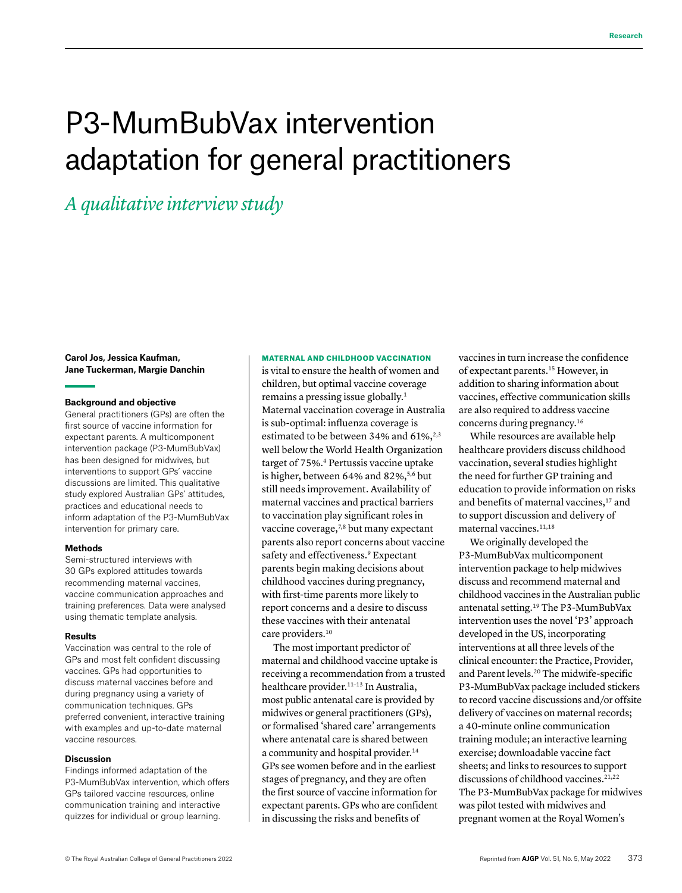# P3-MumBubVax intervention adaptation for general practitioners

## *A qualitative interview study*

**Carol Jos, Jessica Kaufman, Jane Tuckerman, Margie Danchin**

### Background and objective

General practitioners (GPs) are often the first source of vaccine information for expectant parents. A multicomponent intervention package (P3-MumBubVax) has been designed for midwives, but interventions to support GPs' vaccine discussions are limited. This qualitative study explored Australian GPs' attitudes, practices and educational needs to inform adaptation of the P3-MumBubVax intervention for primary care.

### Methods

Semi-structured interviews with 30 GPs explored attitudes towards recommending maternal vaccines, vaccine communication approaches and training preferences. Data were analysed using thematic template analysis.

### Results

Vaccination was central to the role of GPs and most felt confident discussing vaccines. GPs had opportunities to discuss maternal vaccines before and during pregnancy using a variety of communication techniques. GPs preferred convenient, interactive training with examples and up-to-date maternal vaccine resources.

### Discussion

Findings informed adaptation of the P3-MumBubVax intervention, which offers GPs tailored vaccine resources, online communication training and interactive quizzes for individual or group learning.

**MATERNAL AND CHILDHOOD VACCINATION** is vital to ensure the health of women and children, but optimal vaccine coverage remains a pressing issue globally.[1] Maternal vaccination coverage in Australia is sub-optimal: influenza coverage is estimated to be between 34% and 61%,[2,3] well below the World Health Organization target of 75%.[4] Pertussis vaccine uptake is higher, between 64% and 82%,[5,6] but still needs improvement. Availability of maternal vaccines and practical barriers to vaccination play significant roles in vaccine coverage,[7,8] but many expectant parents also report concerns about vaccine safety and effectiveness.[9] Expectant parents begin making decisions about childhood vaccines during pregnancy, with first-time parents more likely to report concerns and a desire to discuss these vaccines with their antenatal care providers.[10]

The most important predictor of maternal and childhood vaccine uptake is receiving a recommendation from a trusted healthcare provider.[11–13] In Australia, most public antenatal care is provided by midwives or general practitioners (GPs), or formalised 'shared care' arrangements where antenatal care is shared between a community and hospital provider.[14] GPs see women before and in the earliest stages of pregnancy, and they are often the first source of vaccine information for expectant parents. GPs who are confident in discussing the risks and benefits of vaccines in turn increase the confidence of expectant parents.[15] However, in addition to sharing information about vaccines, effective communication skills are also required to address vaccine concerns during pregnancy.[16]

While resources are available help healthcare providers discuss childhood vaccination, several studies highlight the need for further GP training and education to provide information on risks and benefits of maternal vaccines,[17] and to support discussion and delivery of maternal vaccines.[11,18]

We originally developed the P3-MumBubVax multicomponent intervention package to help midwives discuss and recommend maternal and childhood vaccines in the Australian public antenatal setting.[19] The P3-MumBubVax intervention uses the novel 'P3' approach developed in the US, incorporating interventions at all three levels of the clinical encounter: the Practice, Provider, and Parent levels.[20] The midwife-specific P3-MumBubVax package included stickers to record vaccine discussions and/or offsite delivery of vaccines on maternal records; a 40-minute online communication training module; an interactive learning exercise; downloadable vaccine fact sheets; and links to resources to support discussions of childhood vaccines.[21,22] The P3-MumBubVax package for midwives was pilot tested with midwives and pregnant women at the Royal Women's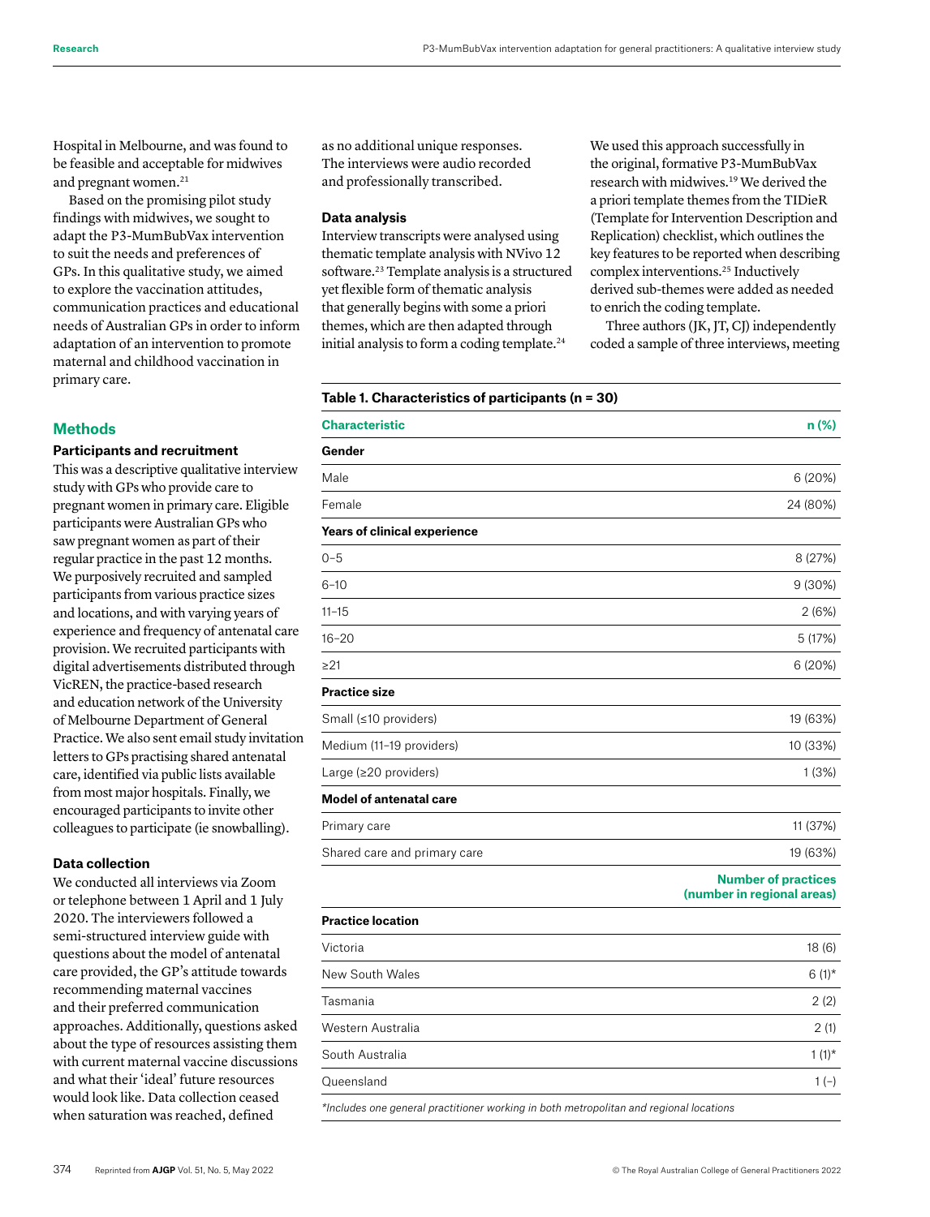Hospital in Melbourne, and was found to be feasible and acceptable for midwives and pregnant women.[21]

Based on the promising pilot study findings with midwives, we sought to adapt the P3-MumBubVax intervention to suit the needs and preferences of GPs. In this qualitative study, we aimed to explore the vaccination attitudes, communication practices and educational needs of Australian GPs in order to inform adaptation of an intervention to promote maternal and childhood vaccination in primary care.

## Methods

### Participants and recruitment

This was a descriptive qualitative interview study with GPs who provide care to pregnant women in primary care. Eligible participants were Australian GPs who saw pregnant women as part of their regular practice in the past 12 months. We purposively recruited and sampled participants from various practice sizes and locations, and with varying years of experience and frequency of antenatal care provision. We recruited participants with digital advertisements distributed through VicREN, the practice-based research and education network of the University of Melbourne Department of General Practice. We also sent email study invitation letters to GPs practising shared antenatal care, identified via public lists available from most major hospitals. Finally, we encouraged participants to invite other colleagues to participate (ie snowballing).

### Data collection

We conducted all interviews via Zoom or telephone between 1 April and 1 July 2020. The interviewers followed a semi-structured interview guide with questions about the model of antenatal care provided, the GP's attitude towards recommending maternal vaccines and their preferred communication approaches. Additionally, questions asked about the type of resources assisting them with current maternal vaccine discussions and what their 'ideal' future resources would look like. Data collection ceased when saturation was reached, defined as no additional unique responses. The interviews were audio recorded and professionally transcribed.

### Data analysis

Interview transcripts were analysed using thematic template analysis with NVivo 12 software.[23] Template analysis is a structured yet flexible form of thematic analysis that generally begins with some a priori themes, which are then adapted through initial analysis to form a coding template.[24] We used this approach successfully in the original, formative P3-MumBubVax research with midwives.[19] We derived the a priori template themes from the TIDieR (Template for Intervention Description and Replication) checklist, which outlines the key features to be reported when describing complex interventions.[25] Inductively derived sub-themes were added as needed to enrich the coding template.

Three authors (JK, JT, CJ) independently coded a sample of three interviews, meeting

**Table 1. Characteristics of participants (n = 30)**

| Characteristic | n (%) |
|---|---|
| **Gender** | |
| Male | 6 (20%) |
| Female | 24 (80%) |
| **Years of clinical experience** | |
| 0–5 | 8 (27%) |
| 6–10 | 9 (30%) |
| 11–15 | 2 (6%) |
| 16–20 | 5 (17%) |
| ≥21 | 6 (20%) |
| **Practice size** | |
| Small (≤10 providers) | 19 (63%) |
| Medium (11–19 providers) | 10 (33%) |
| Large (≥20 providers) | 1 (3%) |
| **Model of antenatal care** | |
| Primary care | 11 (37%) |
| Shared care and primary care | 19 (63%) |
| | **Number of practices (number in regional areas)** |
| **Practice location** | |
| Victoria | 18 (6) |
| New South Wales | 6 (1)* |
| Tasmania | 2 (2) |
| Western Australia | 2 (1) |
| South Australia | 1 (1)* |
| Queensland | 1 (–) |

*Includes one general practitioner working in both metropolitan and regional locations*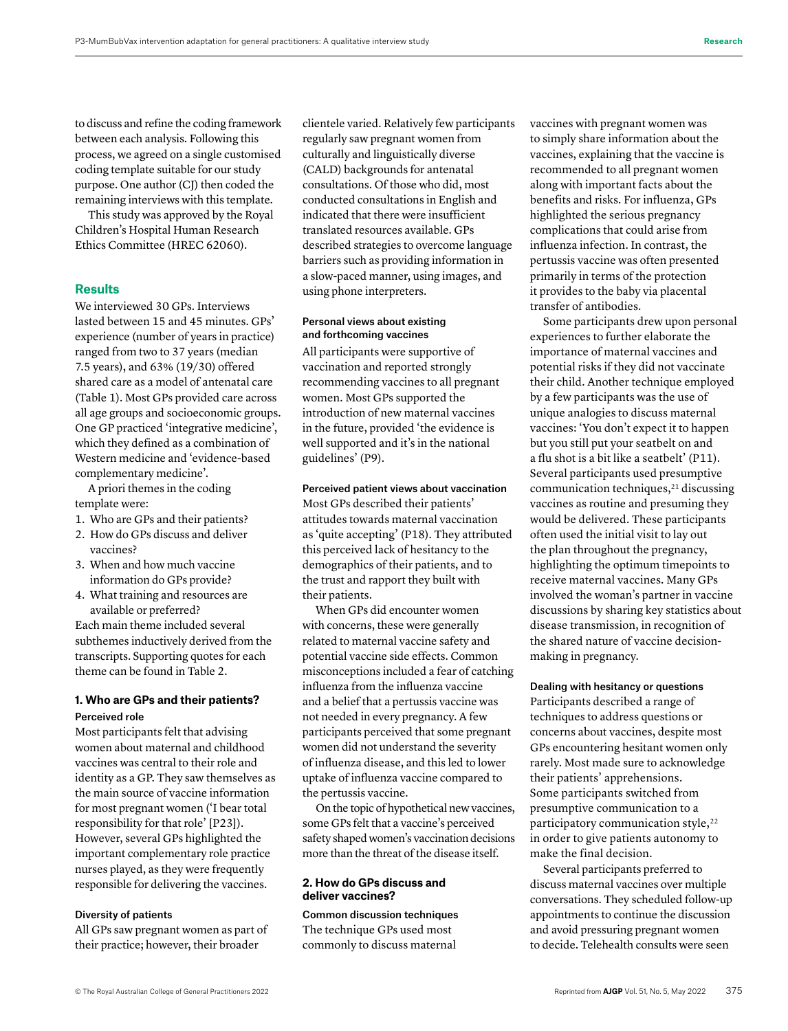to discuss and refine the coding framework between each analysis. Following this process, we agreed on a single customised coding template suitable for our study purpose. One author (CJ) then coded the remaining interviews with this template.

This study was approved by the Royal Children's Hospital Human Research Ethics Committee (HREC 62060).

## Results

We interviewed 30 GPs. Interviews lasted between 15 and 45 minutes. GPs' experience (number of years in practice) ranged from two to 37 years (median 7.5 years), and 63% (19/30) offered shared care as a model of antenatal care (Table 1). Most GPs provided care across all age groups and socioeconomic groups. One GP practiced 'integrative medicine', which they defined as a combination of Western medicine and 'evidence-based complementary medicine'.

A priori themes in the coding template were:

1. Who are GPs and their patients?
2. How do GPs discuss and deliver vaccines?
3. When and how much vaccine information do GPs provide?
4. What training and resources are available or preferred?

Each main theme included several subthemes inductively derived from the transcripts. Supporting quotes for each theme can be found in Table 2.

### 1. Who are GPs and their patients?

#### Perceived role

Most participants felt that advising women about maternal and childhood vaccines was central to their role and identity as a GP. They saw themselves as the main source of vaccine information for most pregnant women ('I bear total responsibility for that role' [P23]). However, several GPs highlighted the important complementary role practice nurses played, as they were frequently responsible for delivering the vaccines.

#### Diversity of patients

All GPs saw pregnant women as part of their practice; however, their broader clientele varied. Relatively few participants regularly saw pregnant women from culturally and linguistically diverse (CALD) backgrounds for antenatal consultations. Of those who did, most conducted consultations in English and indicated that there were insufficient translated resources available. GPs described strategies to overcome language barriers such as providing information in a slow-paced manner, using images, and using phone interpreters.

#### Personal views about existing and forthcoming vaccines

All participants were supportive of vaccination and reported strongly recommending vaccines to all pregnant women. Most GPs supported the introduction of new maternal vaccines in the future, provided 'the evidence is well supported and it's in the national guidelines' (P9).

#### Perceived patient views about vaccination

Most GPs described their patients' attitudes towards maternal vaccination as 'quite accepting' (P18). They attributed this perceived lack of hesitancy to the demographics of their patients, and to the trust and rapport they built with their patients.

When GPs did encounter women with concerns, these were generally related to maternal vaccine safety and potential vaccine side effects. Common misconceptions included a fear of catching influenza from the influenza vaccine and a belief that a pertussis vaccine was not needed in every pregnancy. A few participants perceived that some pregnant women did not understand the severity of influenza disease, and this led to lower uptake of influenza vaccine compared to the pertussis vaccine.

On the topic of hypothetical new vaccines, some GPs felt that a vaccine's perceived safety shaped women's vaccination decisions more than the threat of the disease itself.

### 2. How do GPs discuss and deliver vaccines?

#### Common discussion techniques

The technique GPs used most commonly to discuss maternal vaccines with pregnant women was to simply share information about the vaccines, explaining that the vaccine is recommended to all pregnant women along with important facts about the benefits and risks. For influenza, GPs highlighted the serious pregnancy complications that could arise from influenza infection. In contrast, the pertussis vaccine was often presented primarily in terms of the protection it provides to the baby via placental transfer of antibodies.

Some participants drew upon personal experiences to further elaborate the importance of maternal vaccines and potential risks if they did not vaccinate their child. Another technique employed by a few participants was the use of unique analogies to discuss maternal vaccines: 'You don't expect it to happen but you still put your seatbelt on and a flu shot is a bit like a seatbelt' (P11). Several participants used presumptive communication techniques,[21] discussing vaccines as routine and presuming they would be delivered. These participants often used the initial visit to lay out the plan throughout the pregnancy, highlighting the optimum timepoints to receive maternal vaccines. Many GPs involved the woman's partner in vaccine discussions by sharing key statistics about disease transmission, in recognition of the shared nature of vaccine decision-making in pregnancy.

#### Dealing with hesitancy or questions

Participants described a range of techniques to address questions or concerns about vaccines, despite most GPs encountering hesitant women only rarely. Most made sure to acknowledge their patients' apprehensions. Some participants switched from presumptive communication to a participatory communication style,[22] in order to give patients autonomy to make the final decision.

Several participants preferred to discuss maternal vaccines over multiple conversations. They scheduled follow-up appointments to continue the discussion and avoid pressuring pregnant women to decide. Telehealth consults were seen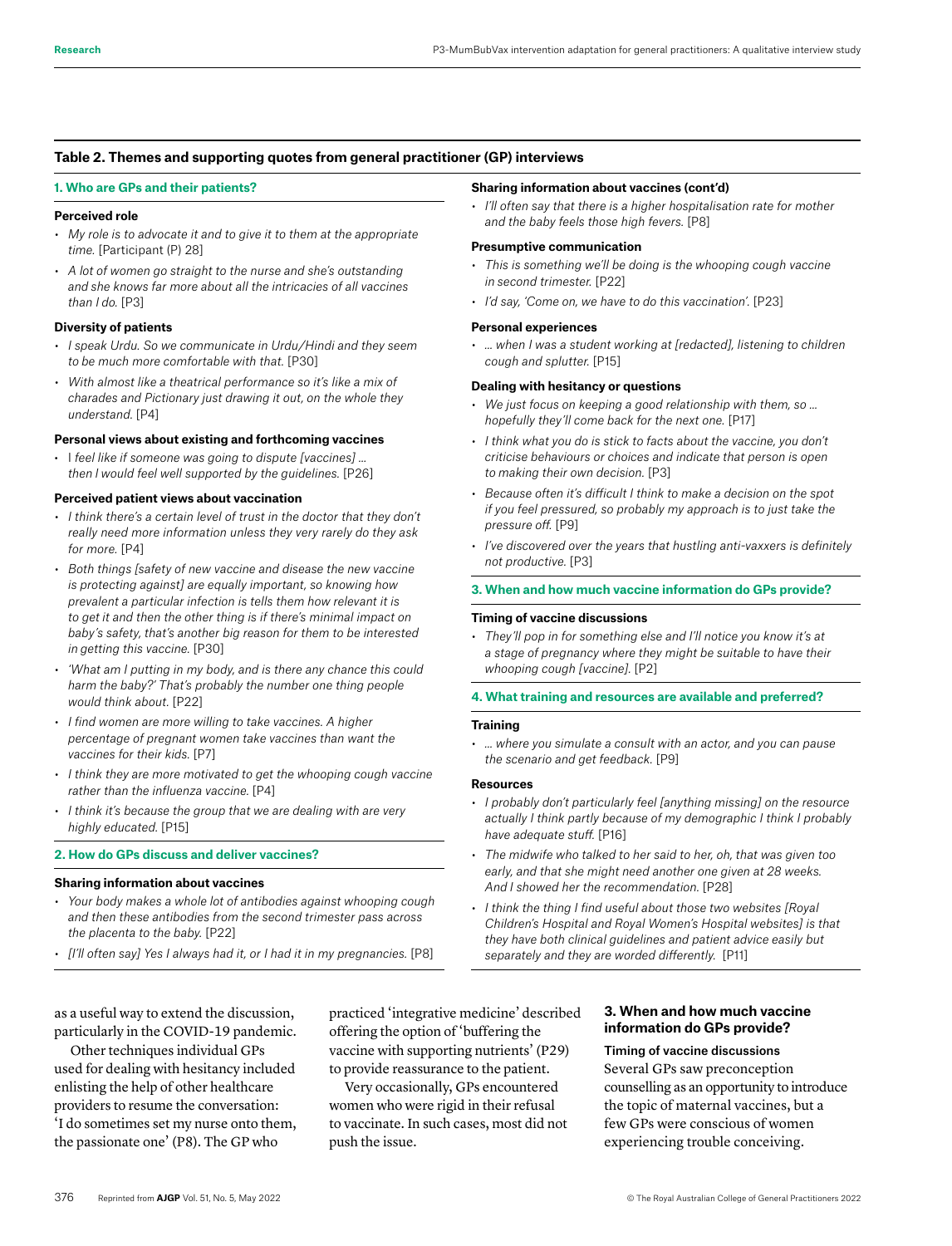**Table 2. Themes and supporting quotes from general practitioner (GP) interviews**

**1. Who are GPs and their patients?**

**Perceived role**

- *My role is to advocate it and to give it to them at the appropriate time.* [Participant (P) 28]
- *A lot of women go straight to the nurse and she's outstanding and she knows far more about all the intricacies of all vaccines than I do.* [P3]

**Diversity of patients**

- *I speak Urdu. So we communicate in Urdu/Hindi and they seem to be much more comfortable with that.* [P30]
- *With almost like a theatrical performance so it's like a mix of charades and Pictionary just drawing it out, on the whole they understand.* [P4]

**Personal views about existing and forthcoming vaccines**

- I *feel like if someone was going to dispute [vaccines] … then I would feel well supported by the guidelines.* [P26]

**Perceived patient views about vaccination**

- *I think there's a certain level of trust in the doctor that they don't really need more information unless they very rarely do they ask for more.* [P4]
- *Both things [safety of new vaccine and disease the new vaccine is protecting against] are equally important, so knowing how prevalent a particular infection is tells them how relevant it is to get it and then the other thing is if there's minimal impact on baby's safety, that's another big reason for them to be interested in getting this vaccine.* [P30]
- *'What am I putting in my body, and is there any chance this could harm the baby?' That's probably the number one thing people would think about.* [P22]
- *I find women are more willing to take vaccines. A higher percentage of pregnant women take vaccines than want the vaccines for their kids.* [P7]
- *I think they are more motivated to get the whooping cough vaccine rather than the influenza vaccine.* [P4]
- *I think it's because the group that we are dealing with are very highly educated.* [P15]

**2. How do GPs discuss and deliver vaccines?**

**Sharing information about vaccines**

- *Your body makes a whole lot of antibodies against whooping cough and then these antibodies from the second trimester pass across the placenta to the baby.* [P22]
- *[I'll often say] Yes I always had it, or I had it in my pregnancies.* [P8]

**Sharing information about vaccines (cont'd)**

- *I'll often say that there is a higher hospitalisation rate for mother and the baby feels those high fevers.* [P8]

**Presumptive communication**

- *This is something we'll be doing is the whooping cough vaccine in second trimester.* [P22]
- *I'd say, 'Come on, we have to do this vaccination'.* [P23]

**Personal experiences**

- *… when I was a student working at [redacted], listening to children cough and splutter.* [P15]

**Dealing with hesitancy or questions**

- *We just focus on keeping a good relationship with them, so … hopefully they'll come back for the next one.* [P17]
- *I think what you do is stick to facts about the vaccine, you don't criticise behaviours or choices and indicate that person is open to making their own decision.* [P3]
- *Because often it's difficult I think to make a decision on the spot if you feel pressured, so probably my approach is to just take the pressure off.* [P9]
- *I've discovered over the years that hustling anti-vaxxers is definitely not productive.* [P3]

**3. When and how much vaccine information do GPs provide?**

**Timing of vaccine discussions**

- *They'll pop in for something else and I'll notice you know it's at a stage of pregnancy where they might be suitable to have their whooping cough [vaccine].* [P2]

**4. What training and resources are available and preferred?**

**Training**

- *… where you simulate a consult with an actor, and you can pause the scenario and get feedback.* [P9]

**Resources**

- *I probably don't particularly feel [anything missing] on the resource actually I think partly because of my demographic I think I probably have adequate stuff.* [P16]
- *The midwife who talked to her said to her, oh, that was given too early, and that she might need another one given at 28 weeks. And I showed her the recommendation.* [P28]
- *I think the thing I find useful about those two websites [Royal Children's Hospital and Royal Women's Hospital websites] is that they have both clinical guidelines and patient advice easily but separately and they are worded differently.* [P11]

as a useful way to extend the discussion, particularly in the COVID-19 pandemic.

Other techniques individual GPs used for dealing with hesitancy included enlisting the help of other healthcare providers to resume the conversation: 'I do sometimes set my nurse onto them, the passionate one' (P8). The GP who practiced 'integrative medicine' described offering the option of 'buffering the vaccine with supporting nutrients' (P29) to provide reassurance to the patient.

Very occasionally, GPs encountered women who were rigid in their refusal to vaccinate. In such cases, most did not push the issue.

## 3. When and how much vaccine information do GPs provide?

### Timing of vaccine discussions

Several GPs saw preconception counselling as an opportunity to introduce the topic of maternal vaccines, but a few GPs were conscious of women experiencing trouble conceiving.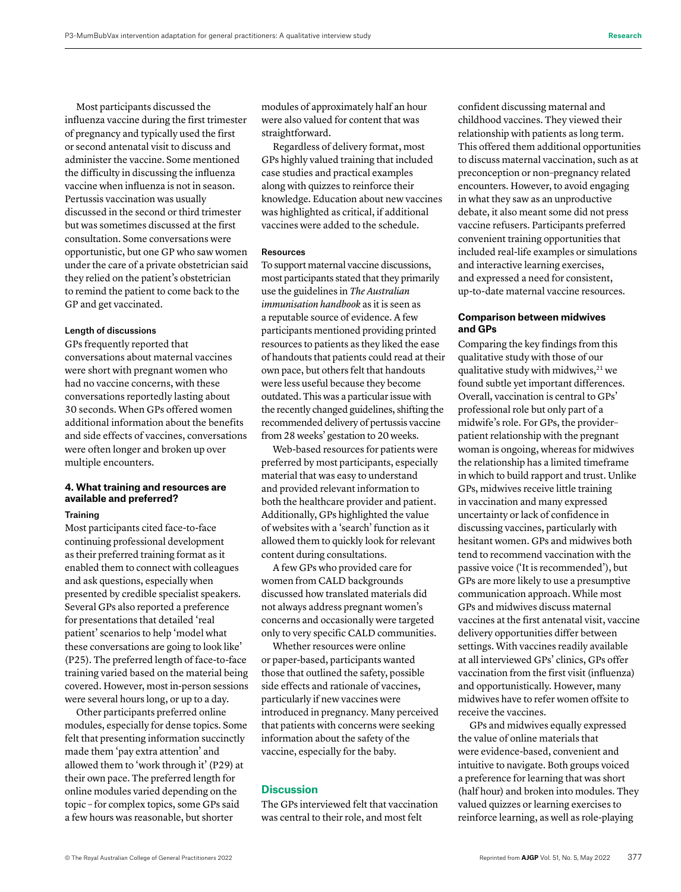Most participants discussed the influenza vaccine during the first trimester of pregnancy and typically used the first or second antenatal visit to discuss and administer the vaccine. Some mentioned the difficulty in discussing the influenza vaccine when influenza is not in season. Pertussis vaccination was usually discussed in the second or third trimester but was sometimes discussed at the first consultation. Some conversations were opportunistic, but one GP who saw women under the care of a private obstetrician said they relied on the patient's obstetrician to remind the patient to come back to the GP and get vaccinated.

#### Length of discussions

GPs frequently reported that conversations about maternal vaccines were short with pregnant women who had no vaccine concerns, with these conversations reportedly lasting about 30 seconds. When GPs offered women additional information about the benefits and side effects of vaccines, conversations were often longer and broken up over multiple encounters.

### 4. What training and resources are available and preferred?

#### Training

Most participants cited face-to-face continuing professional development as their preferred training format as it enabled them to connect with colleagues and ask questions, especially when presented by credible specialist speakers. Several GPs also reported a preference for presentations that detailed 'real patient' scenarios to help 'model what these conversations are going to look like' (P25). The preferred length of face-to-face training varied based on the material being covered. However, most in-person sessions were several hours long, or up to a day.

Other participants preferred online modules, especially for dense topics. Some felt that presenting information succinctly made them 'pay extra attention' and allowed them to 'work through it' (P29) at their own pace. The preferred length for online modules varied depending on the topic – for complex topics, some GPs said a few hours was reasonable, but shorter modules of approximately half an hour were also valued for content that was straightforward.

Regardless of delivery format, most GPs highly valued training that included case studies and practical examples along with quizzes to reinforce their knowledge. Education about new vaccines was highlighted as critical, if additional vaccines were added to the schedule.

#### Resources

To support maternal vaccine discussions, most participants stated that they primarily use the guidelines in *The Australian immunisation handbook* as it is seen as a reputable source of evidence. A few participants mentioned providing printed resources to patients as they liked the ease of handouts that patients could read at their own pace, but others felt that handouts were less useful because they become outdated. This was a particular issue with the recently changed guidelines, shifting the recommended delivery of pertussis vaccine from 28 weeks' gestation to 20 weeks.

Web-based resources for patients were preferred by most participants, especially material that was easy to understand and provided relevant information to both the healthcare provider and patient. Additionally, GPs highlighted the value of websites with a 'search' function as it allowed them to quickly look for relevant content during consultations.

A few GPs who provided care for women from CALD backgrounds discussed how translated materials did not always address pregnant women's concerns and occasionally were targeted only to very specific CALD communities.

Whether resources were online or paper-based, participants wanted those that outlined the safety, possible side effects and rationale of vaccines, particularly if new vaccines were introduced in pregnancy. Many perceived that patients with concerns were seeking information about the safety of the vaccine, especially for the baby.

## Discussion

The GPs interviewed felt that vaccination was central to their role, and most felt confident discussing maternal and childhood vaccines. They viewed their relationship with patients as long term. This offered them additional opportunities to discuss maternal vaccination, such as at preconception or non-pregnancy related encounters. However, to avoid engaging in what they saw as an unproductive debate, it also meant some did not press vaccine refusers. Participants preferred convenient training opportunities that included real-life examples or simulations and interactive learning exercises, and expressed a need for consistent, up-to-date maternal vaccine resources.

### Comparison between midwives and GPs

Comparing the key findings from this qualitative study with those of our qualitative study with midwives,[21] we found subtle yet important differences. Overall, vaccination is central to GPs' professional role but only part of a midwife's role. For GPs, the provider–patient relationship with the pregnant woman is ongoing, whereas for midwives the relationship has a limited timeframe in which to build rapport and trust. Unlike GPs, midwives receive little training in vaccination and many expressed uncertainty or lack of confidence in discussing vaccines, particularly with hesitant women. GPs and midwives both tend to recommend vaccination with the passive voice ('It is recommended'), but GPs are more likely to use a presumptive communication approach. While most GPs and midwives discuss maternal vaccines at the first antenatal visit, vaccine delivery opportunities differ between settings. With vaccines readily available at all interviewed GPs' clinics, GPs offer vaccination from the first visit (influenza) and opportunistically. However, many midwives have to refer women offsite to receive the vaccines.

GPs and midwives equally expressed the value of online materials that were evidence-based, convenient and intuitive to navigate. Both groups voiced a preference for learning that was short (half hour) and broken into modules. They valued quizzes or learning exercises to reinforce learning, as well as role-playing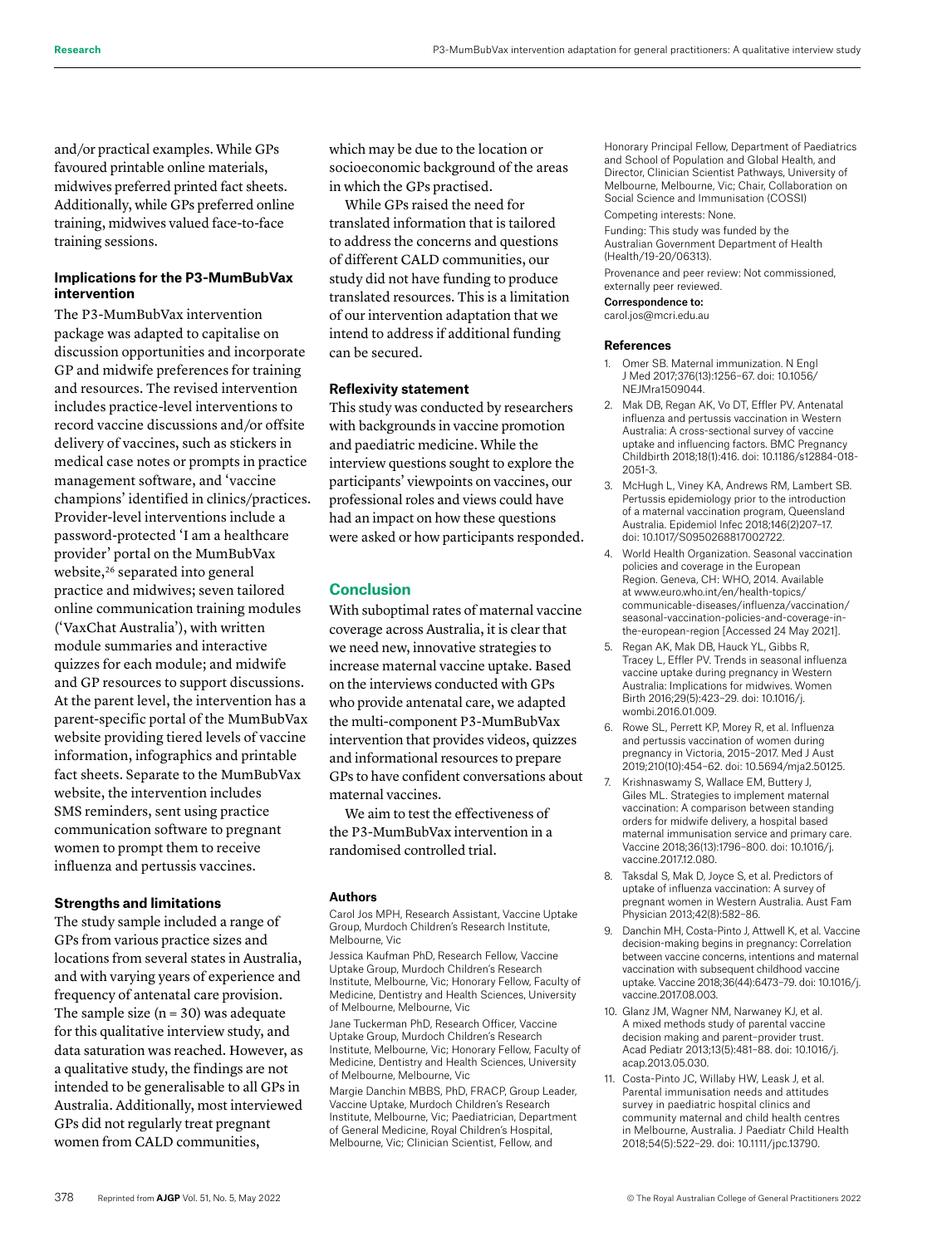and/or practical examples. While GPs favoured printable online materials, midwives preferred printed fact sheets. Additionally, while GPs preferred online training, midwives valued face-to-face training sessions.

### Implications for the P3-MumBubVax intervention

The P3-MumBubVax intervention package was adapted to capitalise on discussion opportunities and incorporate GP and midwife preferences for training and resources. The revised intervention includes practice-level interventions to record vaccine discussions and/or offsite delivery of vaccines, such as stickers in medical case notes or prompts in practice management software, and 'vaccine champions' identified in clinics/practices. Provider-level interventions include a password-protected 'I am a healthcare provider' portal on the MumBubVax website,[26] separated into general practice and midwives; seven tailored online communication training modules ('VaxChat Australia'), with written module summaries and interactive quizzes for each module; and midwife and GP resources to support discussions. At the parent level, the intervention has a parent-specific portal of the MumBubVax website providing tiered levels of vaccine information, infographics and printable fact sheets. Separate to the MumBubVax website, the intervention includes SMS reminders, sent using practice communication software to pregnant women to prompt them to receive influenza and pertussis vaccines.

### Strengths and limitations

The study sample included a range of GPs from various practice sizes and locations from several states in Australia, and with varying years of experience and frequency of antenatal care provision. The sample size (n = 30) was adequate for this qualitative interview study, and data saturation was reached. However, as a qualitative study, the findings are not intended to be generalisable to all GPs in Australia. Additionally, most interviewed GPs did not regularly treat pregnant women from CALD communities, which may be due to the location or socioeconomic background of the areas in which the GPs practised.

While GPs raised the need for translated information that is tailored to address the concerns and questions of different CALD communities, our study did not have funding to produce translated resources. This is a limitation of our intervention adaptation that we intend to address if additional funding can be secured.

### Reflexivity statement

This study was conducted by researchers with backgrounds in vaccine promotion and paediatric medicine. While the interview questions sought to explore the participants' viewpoints on vaccines, our professional roles and views could have had an impact on how these questions were asked or how participants responded.

## Conclusion

With suboptimal rates of maternal vaccine coverage across Australia, it is clear that we need new, innovative strategies to increase maternal vaccine uptake. Based on the interviews conducted with GPs who provide antenatal care, we adapted the multi-component P3-MumBubVax intervention that provides videos, quizzes and informational resources to prepare GPs to have confident conversations about maternal vaccines.

We aim to test the effectiveness of the P3-MumBubVax intervention in a randomised controlled trial.

#### Authors

Carol Jos MPH, Research Assistant, Vaccine Uptake Group, Murdoch Children's Research Institute, Melbourne, Vic

Jessica Kaufman PhD, Research Fellow, Vaccine Uptake Group, Murdoch Children's Research Institute, Melbourne, Vic; Honorary Fellow, Faculty of Medicine, Dentistry and Health Sciences, University of Melbourne, Melbourne, Vic

Jane Tuckerman PhD, Research Officer, Vaccine Uptake Group, Murdoch Children's Research Institute, Melbourne, Vic; Honorary Fellow, Faculty of Medicine, Dentistry and Health Sciences, University of Melbourne, Melbourne, Vic

Margie Danchin MBBS, PhD, FRACP, Group Leader, Vaccine Uptake, Murdoch Children's Research Institute, Melbourne, Vic; Paediatrician, Department of General Medicine, Royal Children's Hospital, Melbourne, Vic; Clinician Scientist, Fellow, and Honorary Principal Fellow, Department of Paediatrics and School of Population and Global Health, and Director, Clinician Scientist Pathways, University of Melbourne, Melbourne, Vic; Chair, Collaboration on Social Science and Immunisation (COSSI)

Competing interests: None.

Funding: This study was funded by the Australian Government Department of Health (Health/19-20/06313).

Provenance and peer review: Not commissioned, externally peer reviewed.

**Correspondence to:**
carol.jos@mcri.edu.au

#### References

1. Omer SB. Maternal immunization. N Engl J Med 2017;376(13):1256–67. doi: 10.1056/NEJMra1509044.
2. Mak DB, Regan AK, Vo DT, Effler PV. Antenatal influenza and pertussis vaccination in Western Australia: A cross-sectional survey of vaccine uptake and influencing factors. BMC Pregnancy Childbirth 2018;18(1):416. doi: 10.1186/s12884-018-2051-3.
3. McHugh L, Viney KA, Andrews RM, Lambert SB. Pertussis epidemiology prior to the introduction of a maternal vaccination program, Queensland Australia. Epidemiol Infec 2018;146(2)207–17. doi: 10.1017/S0950268817002722.
4. World Health Organization. Seasonal vaccination policies and coverage in the European Region. Geneva, CH: WHO, 2014. Available at www.euro.who.int/en/health-topics/communicable-diseases/influenza/vaccination/seasonal-vaccination-policies-and-coverage-in-the-european-region [Accessed 24 May 2021].
5. Regan AK, Mak DB, Hauck YL, Gibbs R, Tracey L, Effler PV. Trends in seasonal influenza vaccine uptake during pregnancy in Western Australia: Implications for midwives. Women Birth 2016;29(5):423–29. doi: 10.1016/j.wombi.2016.01.009.
6. Rowe SL, Perrett KP, Morey R, et al. Influenza and pertussis vaccination of women during pregnancy in Victoria, 2015–2017. Med J Aust 2019;210(10):454–62. doi: 10.5694/mja2.50125.
7. Krishnaswamy S, Wallace EM, Buttery J, Giles ML. Strategies to implement maternal vaccination: A comparison between standing orders for midwife delivery, a hospital based maternal immunisation service and primary care. Vaccine 2018;36(13):1796–800. doi: 10.1016/j.vaccine.2017.12.080.
8. Taksdal S, Mak D, Joyce S, et al. Predictors of uptake of influenza vaccination: A survey of pregnant women in Western Australia. Aust Fam Physician 2013;42(8):582–86.
9. Danchin MH, Costa-Pinto J, Attwell K, et al. Vaccine decision-making begins in pregnancy: Correlation between vaccine concerns, intentions and maternal vaccination with subsequent childhood vaccine uptake. Vaccine 2018;36(44):6473–79. doi: 10.1016/j.vaccine.2017.08.003.
10. Glanz JM, Wagner NM, Narwaney KJ, et al. A mixed methods study of parental vaccine decision making and parent–provider trust. Acad Pediatr 2013;13(5):481–88. doi: 10.1016/j.acap.2013.05.030.
11. Costa-Pinto JC, Willaby HW, Leask J, et al. Parental immunisation needs and attitudes survey in paediatric hospital clinics and community maternal and child health centres in Melbourne, Australia. J Paediatr Child Health 2018;54(5):522–29. doi: 10.1111/jpc.13790.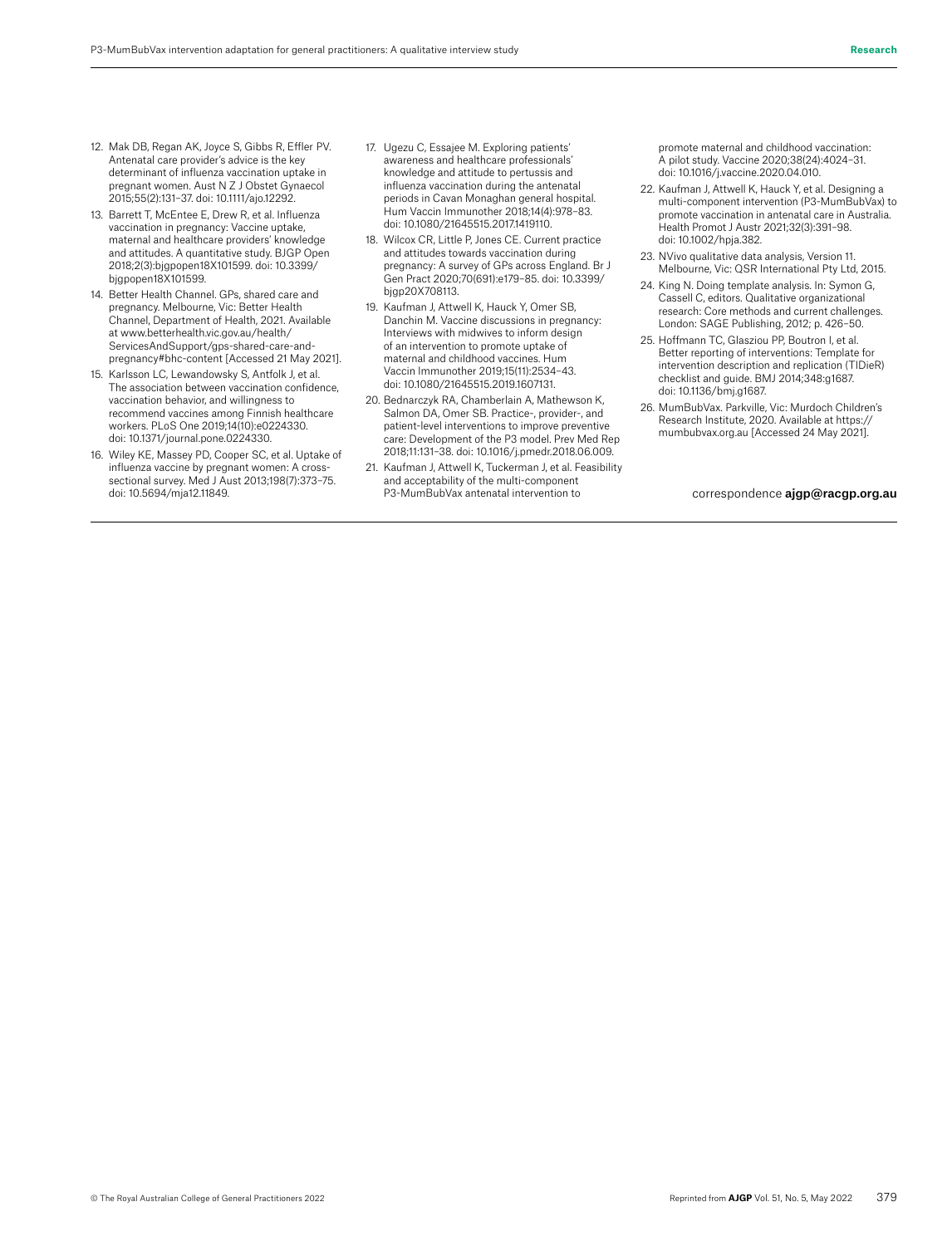12. Mak DB, Regan AK, Joyce S, Gibbs R, Effler PV. Antenatal care provider's advice is the key determinant of influenza vaccination uptake in pregnant women. Aust N Z J Obstet Gynaecol 2015;55(2):131–37. doi: 10.1111/ajo.12292.
13. Barrett T, McEntee E, Drew R, et al. Influenza vaccination in pregnancy: Vaccine uptake, maternal and healthcare providers' knowledge and attitudes. A quantitative study. BJGP Open 2018;2(3):bjgpopen18X101599. doi: 10.3399/bjgpopen18X101599.
14. Better Health Channel. GPs, shared care and pregnancy. Melbourne, Vic: Better Health Channel, Department of Health, 2021. Available at www.betterhealth.vic.gov.au/health/ServicesAndSupport/gps-shared-care-and-pregnancy#bhc-content [Accessed 21 May 2021].
15. Karlsson LC, Lewandowsky S, Antfolk J, et al. The association between vaccination confidence, vaccination behavior, and willingness to recommend vaccines among Finnish healthcare workers. PLoS One 2019;14(10):e0224330. doi: 10.1371/journal.pone.0224330.
16. Wiley KE, Massey PD, Cooper SC, et al. Uptake of influenza vaccine by pregnant women: A cross-sectional survey. Med J Aust 2013;198(7):373–75. doi: 10.5694/mja12.11849.
17. Ugezu C, Essajee M. Exploring patients' awareness and healthcare professionals' knowledge and attitude to pertussis and influenza vaccination during the antenatal periods in Cavan Monaghan general hospital. Hum Vaccin Immunother 2018;14(4):978–83. doi: 10.1080/21645515.2017.1419110.
18. Wilcox CR, Little P, Jones CE. Current practice and attitudes towards vaccination during pregnancy: A survey of GPs across England. Br J Gen Pract 2020;70(691):e179–85. doi: 10.3399/bjgp20X708113.
19. Kaufman J, Attwell K, Hauck Y, Omer SB, Danchin M. Vaccine discussions in pregnancy: Interviews with midwives to inform design of an intervention to promote uptake of maternal and childhood vaccines. Hum Vaccin Immunother 2019;15(11):2534–43. doi: 10.1080/21645515.2019.1607131.
20. Bednarczyk RA, Chamberlain A, Mathewson K, Salmon DA, Omer SB. Practice-, provider-, and patient-level interventions to improve preventive care: Development of the P3 model. Prev Med Rep 2018;11:131–38. doi: 10.1016/j.pmedr.2018.06.009.
21. Kaufman J, Attwell K, Tuckerman J, et al. Feasibility and acceptability of the multi-component P3-MumBubVax antenatal intervention to promote maternal and childhood vaccination: A pilot study. Vaccine 2020;38(24):4024–31. doi: 10.1016/j.vaccine.2020.04.010.
22. Kaufman J, Attwell K, Hauck Y, et al. Designing a multi-component intervention (P3-MumBubVax) to promote vaccination in antenatal care in Australia. Health Promot J Austr 2021;32(3):391–98. doi: 10.1002/hpja.382.
23. NVivo qualitative data analysis, Version 11. Melbourne, Vic: QSR International Pty Ltd, 2015.
24. King N. Doing template analysis. In: Symon G, Cassell C, editors. Qualitative organizational research: Core methods and current challenges. London: SAGE Publishing, 2012; p. 426–50.
25. Hoffmann TC, Glasziou PP, Boutron I, et al. Better reporting of interventions: Template for intervention description and replication (TIDieR) checklist and guide. BMJ 2014;348:g1687. doi: 10.1136/bmj.g1687.
26. MumBubVax. Parkville, Vic: Murdoch Children's Research Institute, 2020. Available at https://mumbubvax.org.au [Accessed 24 May 2021].

correspondence **ajgp@racgp.org.au**